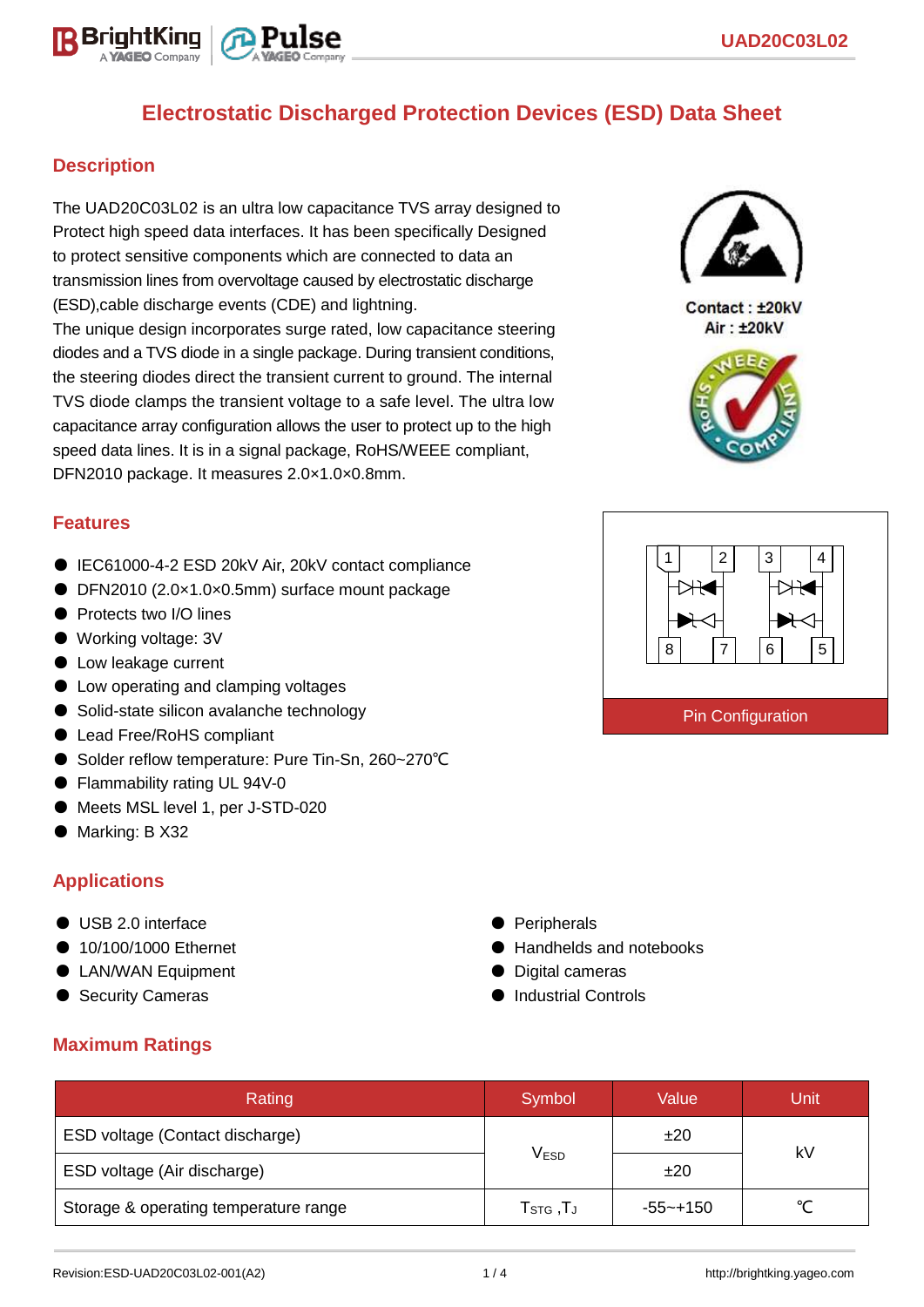# Electrostatic Discharged Protection Devices (ESD) Data Sheet

## Description

The UAD20C03L02 is an ultra low capacitance TVS array designed to Protect high speed data interfaces. It has been specifically Designed to protect sensitive components which are connected to data an transmission lines from overvoltage caused by electrostatic discharge (ESD),cable discharge events (CDE) and lightning.

The unique design incorporates surge rated, low capacitance steering diodes and a TVS diode in a single package. During transient conditions, the steering diodes direct the transient current to ground. The internal TVS diode clamps the transient voltage to a safe level. The ultra low capacitance array configuration allows the user to protect up to the high speed data lines. It is in a signal package, RoHS/WEEE compliant, DFN2010 package. It measures 2.0×1.0×0.8mm.

Contact : ±20kV
Air : ±20kV

## Features

- IEC61000-4-2 ESD 20kV Air, 20kV contact compliance
- DFN2010 (2.0×1.0×0.5mm) surface mount package
- Protects two I/O lines
- Working voltage: 3V
- Low leakage current
- Low operating and clamping voltages
- Solid-state silicon avalanche technology
- Lead Free/RoHS compliant
- Solder reflow temperature: Pure Tin-Sn, 260~270℃
- Flammability rating UL 94V-0
- Meets MSL level 1, per J-STD-020
- Marking: B X32

1 2 3 4
8 7 6 5

Pin Configuration

## Applications

- USB 2.0 interface
- 10/100/1000 Ethernet
- LAN/WAN Equipment
- Security Cameras
- Peripherals
- Handhelds and notebooks
- Digital cameras
- Industrial Controls

## Maximum Ratings

| Rating | Symbol | Value | Unit |
|---|---|---|---|
| ESD voltage (Contact discharge) | $V_{ESD}$ | ±20 | kV |
| ESD voltage (Air discharge) | | ±20 | |
| Storage & operating temperature range | $T_{STG}$ ,$T_J$ | -55~+150 | ℃ |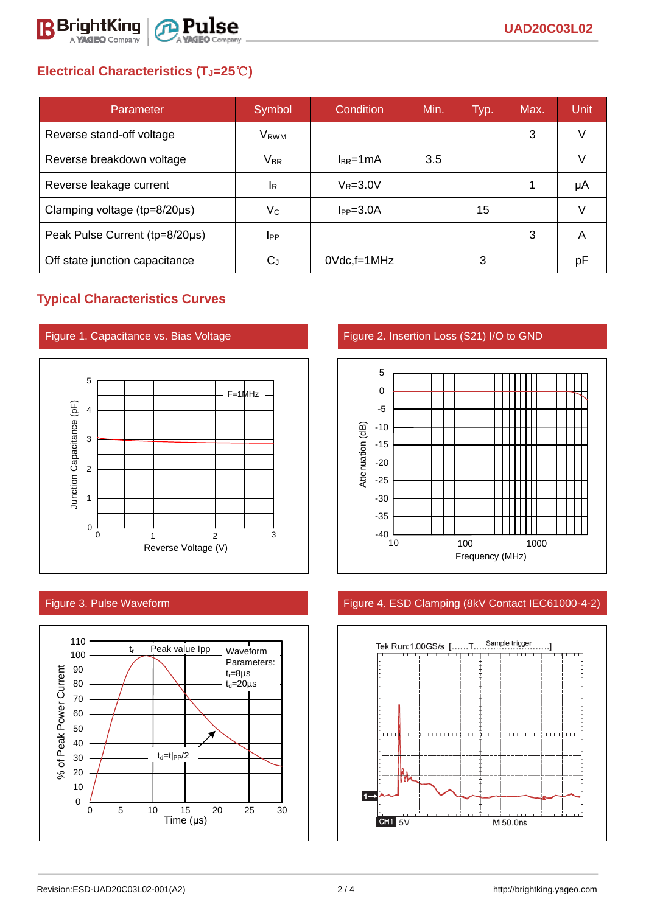## Electrical Characteristics ($T_J$=25℃)

| Parameter | Symbol | Condition | Min. | Typ. | Max. | Unit |
|---|---|---|---|---|---|---|
| Reverse stand-off voltage | $V_{RWM}$ | | | | 3 | V |
| Reverse breakdown voltage | $V_{BR}$ | $I_{BR}$=1mA | 3.5 | | | V |
| Reverse leakage current | $I_R$ | $V_R$=3.0V | | | 1 | μA |
| Clamping voltage (tp=8/20μs) | $V_C$ | $I_{PP}$=3.0A | | 15 | | V |
| Peak Pulse Current (tp=8/20μs) | $I_{PP}$ | | | | 3 | A |
| Off state junction capacitance | $C_J$ | 0Vdc,f=1MHz | | 3 | | pF |

## Typical Characteristics Curves

Figure 1. Capacitance vs. Bias Voltage

Junction Capacitance (pF)
5
4
3
2
1
0
0
1
2
3
F=1MHz
Reverse Voltage (V)

Figure 2. Insertion Loss (S21) I/O to GND

Attenuation (dB)
5
0
-5
-10
-15
-20
-25
-30
-35
-40
10
100
1000
Frequency (MHz)

Figure 3. Pulse Waveform

% of Peak Power Current
110
100
90
80
70
60
50
40
30
20
10
0
0
5
10
15
20
25
30
Time (μs)
$t_r$
Peak value Ipp
Waveform Parameters:
$t_r$=8μs
$t_d$=20μs
$t_d$=t|$_{PP}$/2

Figure 4. ESD Clamping (8kV Contact IEC61000-4-2)

Tek Run:1.00GS/s [......T......Sample trigger.......]
1→
CH1 5V
M 50.0ns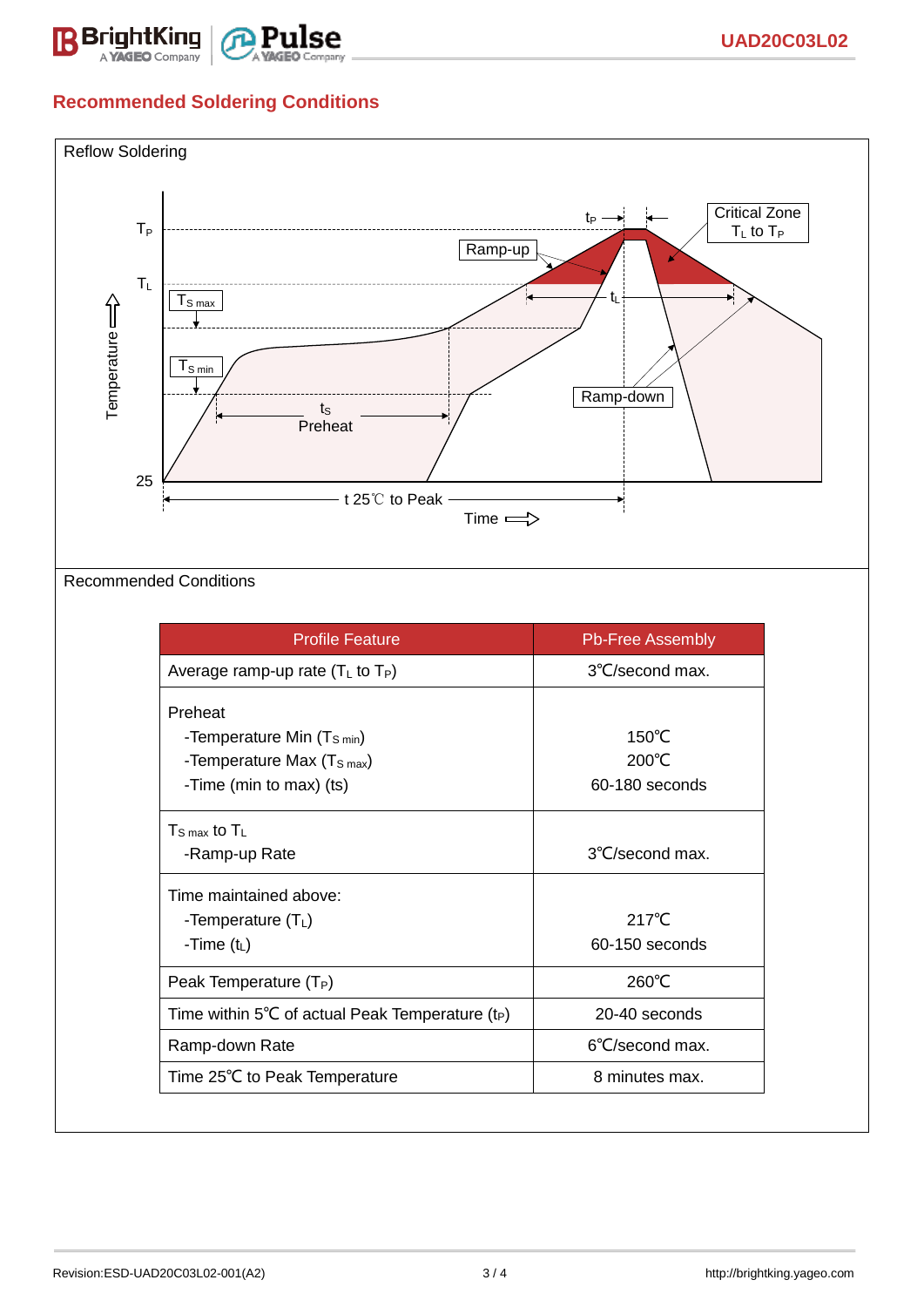## Recommended Soldering Conditions

Reflow Soldering

$T_P$

$T_L$

$T_{S\ max}$

$T_{S\ min}$

25

Temperature

$t_P$

Critical Zone
$T_L$ to $T_P$

Ramp-up

$t_L$

$t_S$
Preheat

Ramp-down

t 25℃ to Peak

Time

Recommended Conditions

| Profile Feature | Pb-Free Assembly |
|---|---|
| Average ramp-up rate ($T_L$ to $T_P$) | 3℃/second max. |
| Preheat<br>-Temperature Min ($T_{S\ min}$)<br>-Temperature Max ($T_{S\ max}$)<br>-Time (min to max) (ts) | 150℃<br>200℃<br>60-180 seconds |
| $T_{S\ max}$ to $T_L$<br>-Ramp-up Rate | 3℃/second max. |
| Time maintained above:<br>-Temperature ($T_L$)<br>-Time ($t_L$) | 217℃<br>60-150 seconds |
| Peak Temperature ($T_P$) | 260℃ |
| Time within 5℃ of actual Peak Temperature ($t_P$) | 20-40 seconds |
| Ramp-down Rate | 6℃/second max. |
| Time 25℃ to Peak Temperature | 8 minutes max. |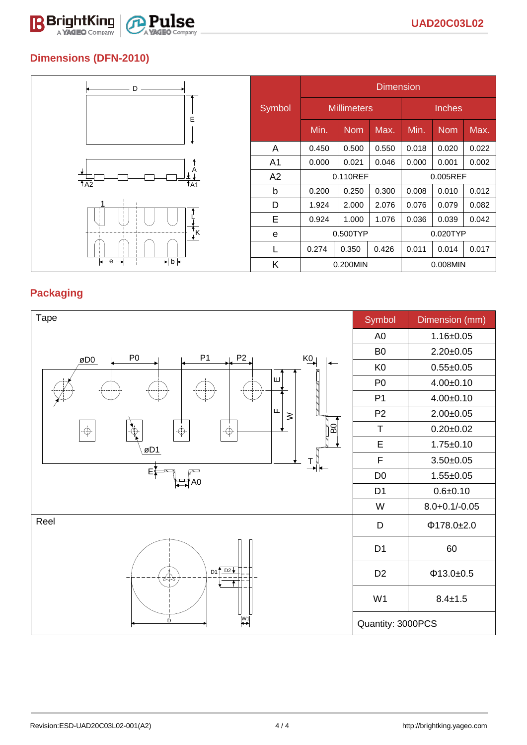## Dimensions (DFN-2010)

D

E

A2

A

A1

1

L

K

e

b

| Symbol | Dimension | | | | | |
|---|---|---|---|---|---|---|
| | Millimeters | | | Inches | | |
| | Min. | Nom | Max. | Min. | Nom | Max. |
| A | 0.450 | 0.500 | 0.550 | 0.018 | 0.020 | 0.022 |
| A1 | 0.000 | 0.021 | 0.046 | 0.000 | 0.001 | 0.002 |
| A2 | 0.110REF | | | 0.005REF | | |
| b | 0.200 | 0.250 | 0.300 | 0.008 | 0.010 | 0.012 |
| D | 1.924 | 2.000 | 2.076 | 0.076 | 0.079 | 0.082 |
| E | 0.924 | 1.000 | 1.076 | 0.036 | 0.039 | 0.042 |
| e | 0.500TYP | | | 0.020TYP | | |
| L | 0.274 | 0.350 | 0.426 | 0.011 | 0.014 | 0.017 |
| K | 0.200MIN | | | 0.008MIN | | |

## Packaging

Tape

øD0 P0 P1 P2 K0

E F W B0

øD1

T

E A0

| Symbol | Dimension (mm) |
|---|---|
| A0 | 1.16±0.05 |
| B0 | 2.20±0.05 |
| K0 | 0.55±0.05 |
| P0 | 4.00±0.10 |
| P1 | 4.00±0.10 |
| P2 | 2.00±0.05 |
| T | 0.20±0.02 |
| E | 1.75±0.10 |
| F | 3.50±0.05 |
| D0 | 1.55±0.05 |
| D1 | 0.6±0.10 |
| W | 8.0+0.1/-0.05 |

Reel

D1 D2

D W1

| Symbol | Dimension (mm) |
|---|---|
| D | Φ178.0±2.0 |
| D1 | 60 |
| D2 | Φ13.0±0.5 |
| W1 | 8.4±1.5 |

Quantity: 3000PCS

Revision:ESD-UAD20C03L02-001(A2)

http://brightking.yageo.com